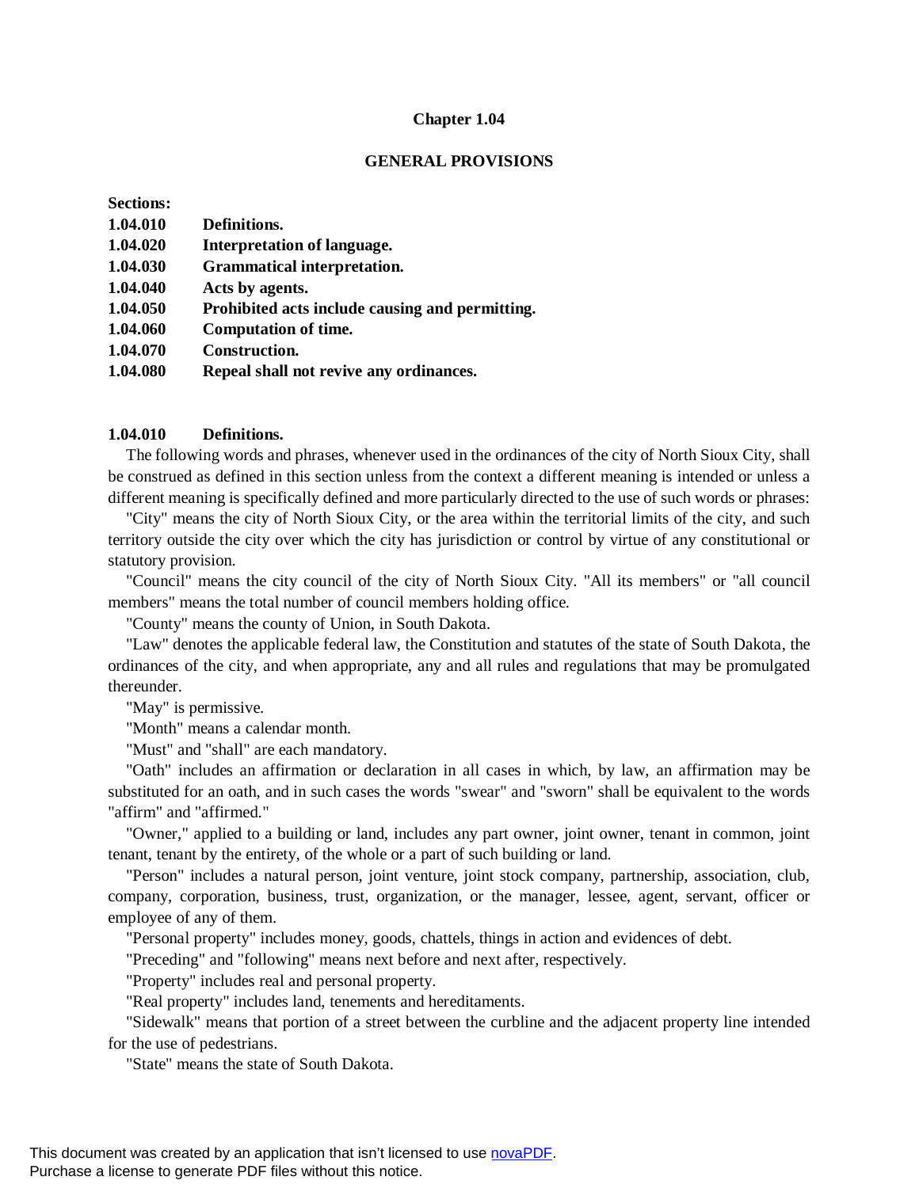# Chapter 1.04

## GENERAL PROVISIONS

**Sections:**

**1.04.010 Definitions.**
**1.04.020 Interpretation of language.**
**1.04.030 Grammatical interpretation.**
**1.04.040 Acts by agents.**
**1.04.050 Prohibited acts include causing and permitting.**
**1.04.060 Computation of time.**
**1.04.070 Construction.**
**1.04.080 Repeal shall not revive any ordinances.**

### 1.04.010 Definitions.

The following words and phrases, whenever used in the ordinances of the city of North Sioux City, shall be construed as defined in this section unless from the context a different meaning is intended or unless a different meaning is specifically defined and more particularly directed to the use of such words or phrases:

"City" means the city of North Sioux City, or the area within the territorial limits of the city, and such territory outside the city over which the city has jurisdiction or control by virtue of any constitutional or statutory provision.

"Council" means the city council of the city of North Sioux City. "All its members" or "all council members" means the total number of council members holding office.

"County" means the county of Union, in South Dakota.

"Law" denotes the applicable federal law, the Constitution and statutes of the state of South Dakota, the ordinances of the city, and when appropriate, any and all rules and regulations that may be promulgated thereunder.

"May" is permissive.

"Month" means a calendar month.

"Must" and "shall" are each mandatory.

"Oath" includes an affirmation or declaration in all cases in which, by law, an affirmation may be substituted for an oath, and in such cases the words "swear" and "sworn" shall be equivalent to the words "affirm" and "affirmed."

"Owner," applied to a building or land, includes any part owner, joint owner, tenant in common, joint tenant, tenant by the entirety, of the whole or a part of such building or land.

"Person" includes a natural person, joint venture, joint stock company, partnership, association, club, company, corporation, business, trust, organization, or the manager, lessee, agent, servant, officer or employee of any of them.

"Personal property" includes money, goods, chattels, things in action and evidences of debt.

"Preceding" and "following" means next before and next after, respectively.

"Property" includes real and personal property.

"Real property" includes land, tenements and hereditaments.

"Sidewalk" means that portion of a street between the curbline and the adjacent property line intended for the use of pedestrians.

"State" means the state of South Dakota.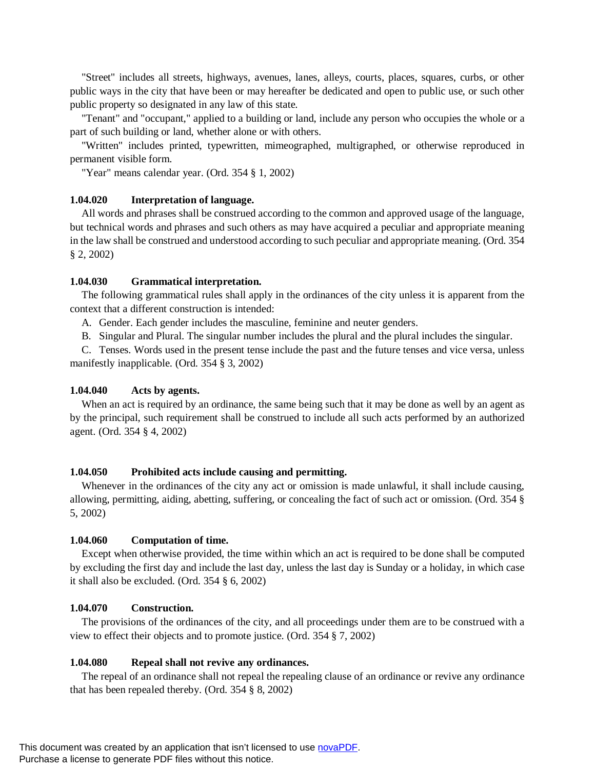"Street" includes all streets, highways, avenues, lanes, alleys, courts, places, squares, curbs, or other public ways in the city that have been or may hereafter be dedicated and open to public use, or such other public property so designated in any law of this state.

"Tenant" and "occupant," applied to a building or land, include any person who occupies the whole or a part of such building or land, whether alone or with others.

"Written" includes printed, typewritten, mimeographed, multigraphed, or otherwise reproduced in permanent visible form.

"Year" means calendar year. (Ord. 354 § 1, 2002)

**1.04.020 Interpretation of language.**

All words and phrases shall be construed according to the common and approved usage of the language, but technical words and phrases and such others as may have acquired a peculiar and appropriate meaning in the law shall be construed and understood according to such peculiar and appropriate meaning. (Ord. 354 § 2, 2002)

**1.04.030 Grammatical interpretation.**

The following grammatical rules shall apply in the ordinances of the city unless it is apparent from the context that a different construction is intended:

A. Gender. Each gender includes the masculine, feminine and neuter genders.

B. Singular and Plural. The singular number includes the plural and the plural includes the singular.

C. Tenses. Words used in the present tense include the past and the future tenses and vice versa, unless manifestly inapplicable. (Ord. 354 § 3, 2002)

**1.04.040 Acts by agents.**

When an act is required by an ordinance, the same being such that it may be done as well by an agent as by the principal, such requirement shall be construed to include all such acts performed by an authorized agent. (Ord. 354 § 4, 2002)

**1.04.050 Prohibited acts include causing and permitting.**

Whenever in the ordinances of the city any act or omission is made unlawful, it shall include causing, allowing, permitting, aiding, abetting, suffering, or concealing the fact of such act or omission. (Ord. 354 § 5, 2002)

**1.04.060 Computation of time.**

Except when otherwise provided, the time within which an act is required to be done shall be computed by excluding the first day and include the last day, unless the last day is Sunday or a holiday, in which case it shall also be excluded. (Ord. 354 § 6, 2002)

**1.04.070 Construction.**

The provisions of the ordinances of the city, and all proceedings under them are to be construed with a view to effect their objects and to promote justice. (Ord. 354 § 7, 2002)

**1.04.080 Repeal shall not revive any ordinances.**

The repeal of an ordinance shall not repeal the repealing clause of an ordinance or revive any ordinance that has been repealed thereby. (Ord. 354 § 8, 2002)

This document was created by an application that isn't licensed to use novaPDF.
Purchase a license to generate PDF files without this notice.